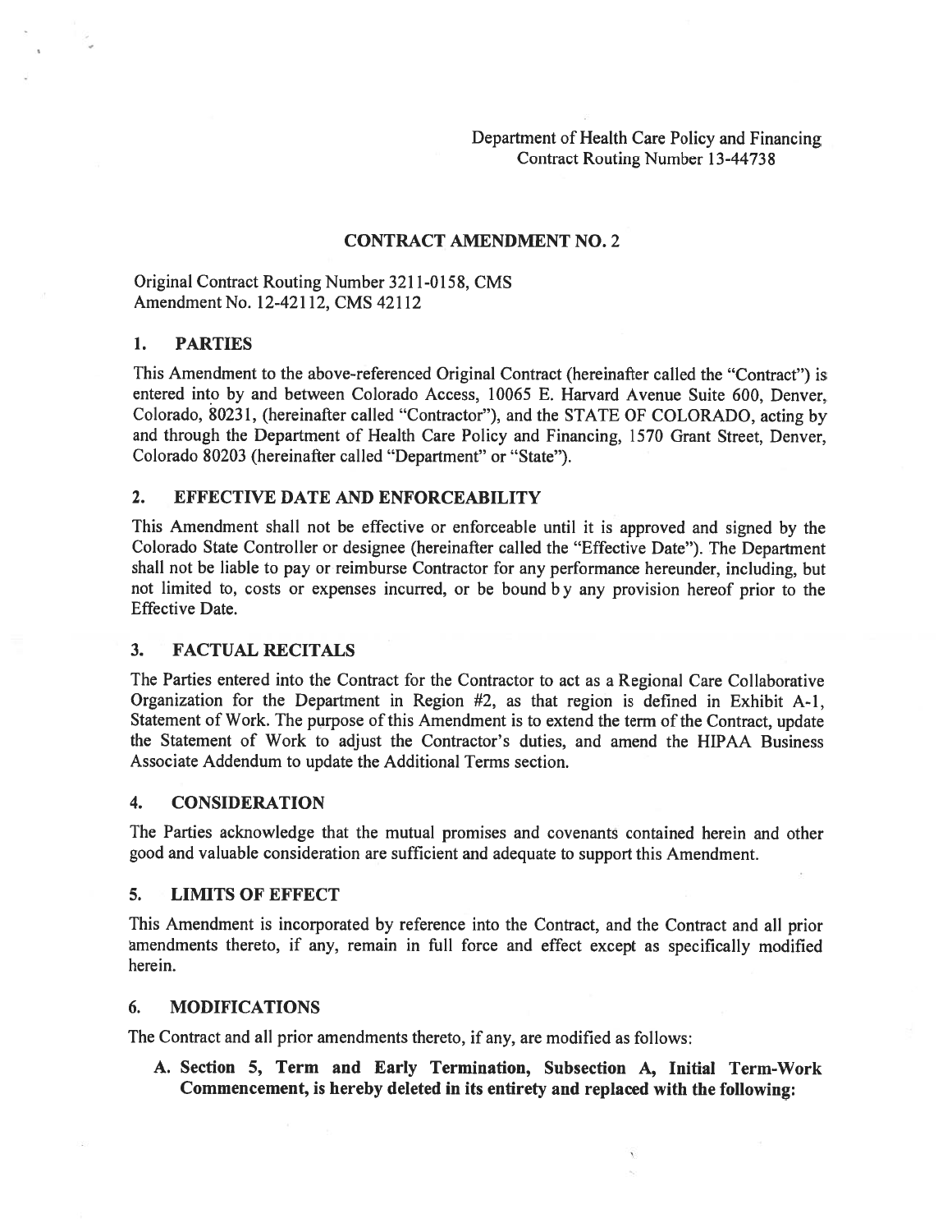Department of Health Care Policy and Financing
Contract Routing Number 13-44738

## CONTRACT AMENDMENT NO. 2

Original Contract Routing Number 3211-0158, CMS
Amendment No. 12-42112, CMS 42112

### 1. PARTIES

This Amendment to the above-referenced Original Contract (hereinafter called the "Contract") is entered into by and between Colorado Access, 10065 E. Harvard Avenue Suite 600, Denver, Colorado, 80231, (hereinafter called "Contractor"), and the STATE OF COLORADO, acting by and through the Department of Health Care Policy and Financing, 1570 Grant Street, Denver, Colorado 80203 (hereinafter called "Department" or "State").

### 2. EFFECTIVE DATE AND ENFORCEABILITY

This Amendment shall not be effective or enforceable until it is approved and signed by the Colorado State Controller or designee (hereinafter called the "Effective Date"). The Department shall not be liable to pay or reimburse Contractor for any performance hereunder, including, but not limited to, costs or expenses incurred, or be bound by any provision hereof prior to the Effective Date.

### 3. FACTUAL RECITALS

The Parties entered into the Contract for the Contractor to act as a Regional Care Collaborative Organization for the Department in Region #2, as that region is defined in Exhibit A-1, Statement of Work. The purpose of this Amendment is to extend the term of the Contract, update the Statement of Work to adjust the Contractor's duties, and amend the HIPAA Business Associate Addendum to update the Additional Terms section.

### 4. CONSIDERATION

The Parties acknowledge that the mutual promises and covenants contained herein and other good and valuable consideration are sufficient and adequate to support this Amendment.

### 5. LIMITS OF EFFECT

This Amendment is incorporated by reference into the Contract, and the Contract and all prior amendments thereto, if any, remain in full force and effect except as specifically modified herein.

### 6. MODIFICATIONS

The Contract and all prior amendments thereto, if any, are modified as follows:

**A. Section 5, Term and Early Termination, Subsection A, Initial Term-Work Commencement, is hereby deleted in its entirety and replaced with the following:**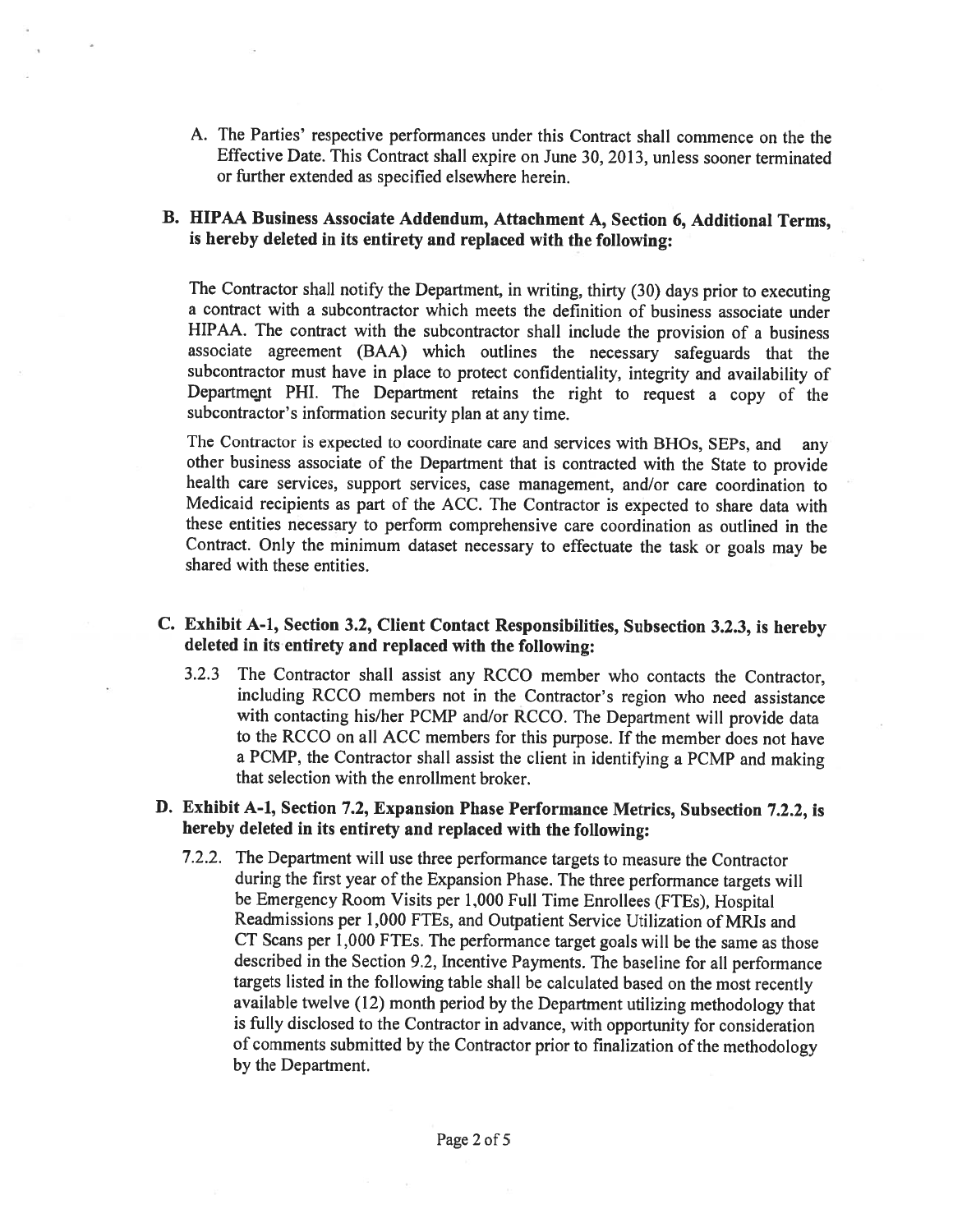A. The Parties' respective performances under this Contract shall commence on the the Effective Date. This Contract shall expire on June 30, 2013, unless sooner terminated or further extended as specified elsewhere herein.

**B. HIPAA Business Associate Addendum, Attachment A, Section 6, Additional Terms, is hereby deleted in its entirety and replaced with the following:**

The Contractor shall notify the Department, in writing, thirty (30) days prior to executing a contract with a subcontractor which meets the definition of business associate under HIPAA. The contract with the subcontractor shall include the provision of a business associate agreement (BAA) which outlines the necessary safeguards that the subcontractor must have in place to protect confidentiality, integrity and availability of Department PHI. The Department retains the right to request a copy of the subcontractor's information security plan at any time.

The Contractor is expected to coordinate care and services with BHOs, SEPs, and any other business associate of the Department that is contracted with the State to provide health care services, support services, case management, and/or care coordination to Medicaid recipients as part of the ACC. The Contractor is expected to share data with these entities necessary to perform comprehensive care coordination as outlined in the Contract. Only the minimum dataset necessary to effectuate the task or goals may be shared with these entities.

**C. Exhibit A-1, Section 3.2, Client Contact Responsibilities, Subsection 3.2.3, is hereby deleted in its entirety and replaced with the following:**

3.2.3 The Contractor shall assist any RCCO member who contacts the Contractor, including RCCO members not in the Contractor's region who need assistance with contacting his/her PCMP and/or RCCO. The Department will provide data to the RCCO on all ACC members for this purpose. If the member does not have a PCMP, the Contractor shall assist the client in identifying a PCMP and making that selection with the enrollment broker.

**D. Exhibit A-1, Section 7.2, Expansion Phase Performance Metrics, Subsection 7.2.2, is hereby deleted in its entirety and replaced with the following:**

7.2.2. The Department will use three performance targets to measure the Contractor during the first year of the Expansion Phase. The three performance targets will be Emergency Room Visits per 1,000 Full Time Enrollees (FTEs), Hospital Readmissions per 1,000 FTEs, and Outpatient Service Utilization of MRIs and CT Scans per 1,000 FTEs. The performance target goals will be the same as those described in the Section 9.2, Incentive Payments. The baseline for all performance targets listed in the following table shall be calculated based on the most recently available twelve (12) month period by the Department utilizing methodology that is fully disclosed to the Contractor in advance, with opportunity for consideration of comments submitted by the Contractor prior to finalization of the methodology by the Department.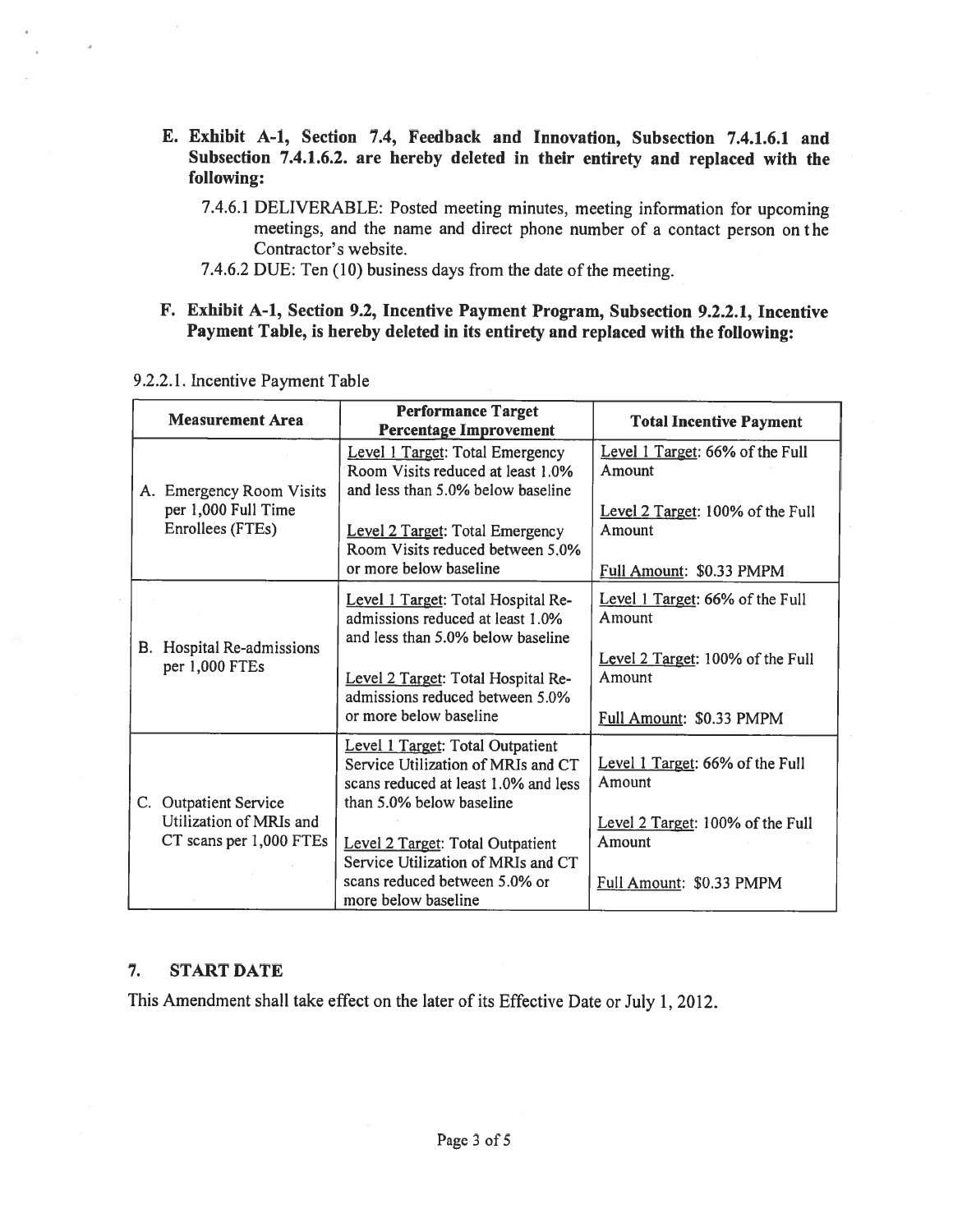**E. Exhibit A-1, Section 7.4, Feedback and Innovation, Subsection 7.4.1.6.1 and Subsection 7.4.1.6.2. are hereby deleted in their entirety and replaced with the following:**

7.4.6.1 DELIVERABLE: Posted meeting minutes, meeting information for upcoming meetings, and the name and direct phone number of a contact person on the Contractor's website.

7.4.6.2 DUE: Ten (10) business days from the date of the meeting.

**F. Exhibit A-1, Section 9.2, Incentive Payment Program, Subsection 9.2.2.1, Incentive Payment Table, is hereby deleted in its entirety and replaced with the following:**

9.2.2.1. Incentive Payment Table

| Measurement Area | Performance Target Percentage Improvement | Total Incentive Payment |
|---|---|---|
| A. Emergency Room Visits per 1,000 Full Time Enrollees (FTEs) | <u>Level 1 Target</u>: Total Emergency Room Visits reduced at least 1.0% and less than 5.0% below baseline<br><br><u>Level 2 Target</u>: Total Emergency Room Visits reduced between 5.0% or more below baseline | <u>Level 1 Target</u>: 66% of the Full Amount<br><br><u>Level 2 Target</u>: 100% of the Full Amount<br><br><u>Full Amount</u>: $0.33 PMPM |
| B. Hospital Re-admissions per 1,000 FTEs | <u>Level 1 Target</u>: Total Hospital Re-admissions reduced at least 1.0% and less than 5.0% below baseline<br><br><u>Level 2 Target</u>: Total Hospital Re-admissions reduced between 5.0% or more below baseline | <u>Level 1 Target</u>: 66% of the Full Amount<br><br><u>Level 2 Target</u>: 100% of the Full Amount<br><br><u>Full Amount</u>: $0.33 PMPM |
| C. Outpatient Service Utilization of MRIs and CT scans per 1,000 FTEs | <u>Level 1 Target</u>: Total Outpatient Service Utilization of MRIs and CT scans reduced at least 1.0% and less than 5.0% below baseline<br><br><u>Level 2 Target</u>: Total Outpatient Service Utilization of MRIs and CT scans reduced between 5.0% or more below baseline | <u>Level 1 Target</u>: 66% of the Full Amount<br><br><u>Level 2 Target</u>: 100% of the Full Amount<br><br><u>Full Amount</u>: $0.33 PMPM |

## 7. START DATE

This Amendment shall take effect on the later of its Effective Date or July 1, 2012.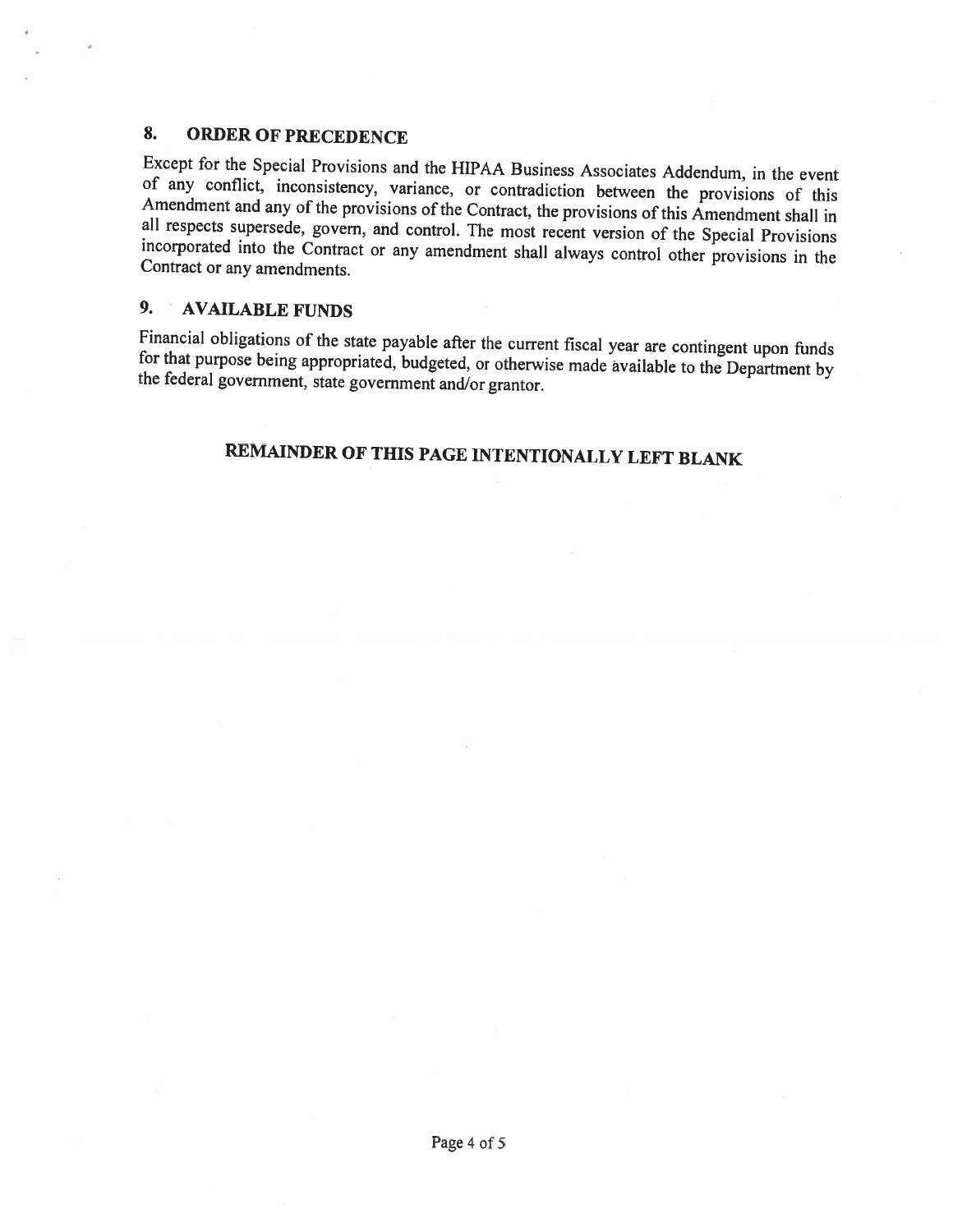## 8. ORDER OF PRECEDENCE

Except for the Special Provisions and the HIPAA Business Associates Addendum, in the event of any conflict, inconsistency, variance, or contradiction between the provisions of this Amendment and any of the provisions of the Contract, the provisions of this Amendment shall in all respects supersede, govern, and control. The most recent version of the Special Provisions incorporated into the Contract or any amendment shall always control other provisions in the Contract or any amendments.

## 9. AVAILABLE FUNDS

Financial obligations of the state payable after the current fiscal year are contingent upon funds for that purpose being appropriated, budgeted, or otherwise made available to the Department by the federal government, state government and/or grantor.

**REMAINDER OF THIS PAGE INTENTIONALLY LEFT BLANK**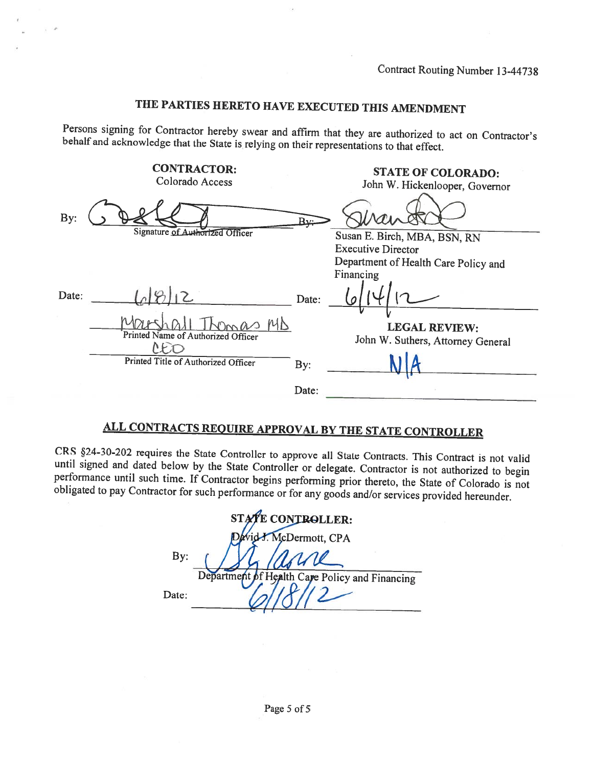Contract Routing Number 13-44738

## THE PARTIES HERETO HAVE EXECUTED THIS AMENDMENT

Persons signing for Contractor hereby swear and affirm that they are authorized to act on Contractor's behalf and acknowledge that the State is relying on their representations to that effect.

| CONTRACTOR: Colorado Access | STATE OF COLORADO: John W. Hickenlooper, Governor |
|---|---|
| By: [signature] Signature of Authorized Officer | By: [signature] Susan E. Birch, MBA, BSN, RN, Executive Director, Department of Health Care Policy and Financing |
| Date: 6/8/12 | Date: 6/14/12 |
| Marshall Thomas MD — Printed Name of Authorized Officer | **LEGAL REVIEW:** John W. Suthers, Attorney General |
| CEO — Printed Title of Authorized Officer | By: N/A |
| | Date: |

## ALL CONTRACTS REQUIRE APPROVAL BY THE STATE CONTROLLER

CRS §24-30-202 requires the State Controller to approve all State Contracts. This Contract is not valid until signed and dated below by the State Controller or delegate. Contractor is not authorized to begin performance until such time. If Contractor begins performing prior thereto, the State of Colorado is not obligated to pay Contractor for such performance or for any goods and/or services provided hereunder.

**STATE CONTROLLER:**
David J. McDermott, CPA

By: [signature]
Department of Health Care Policy and Financing

Date: 6/18/12